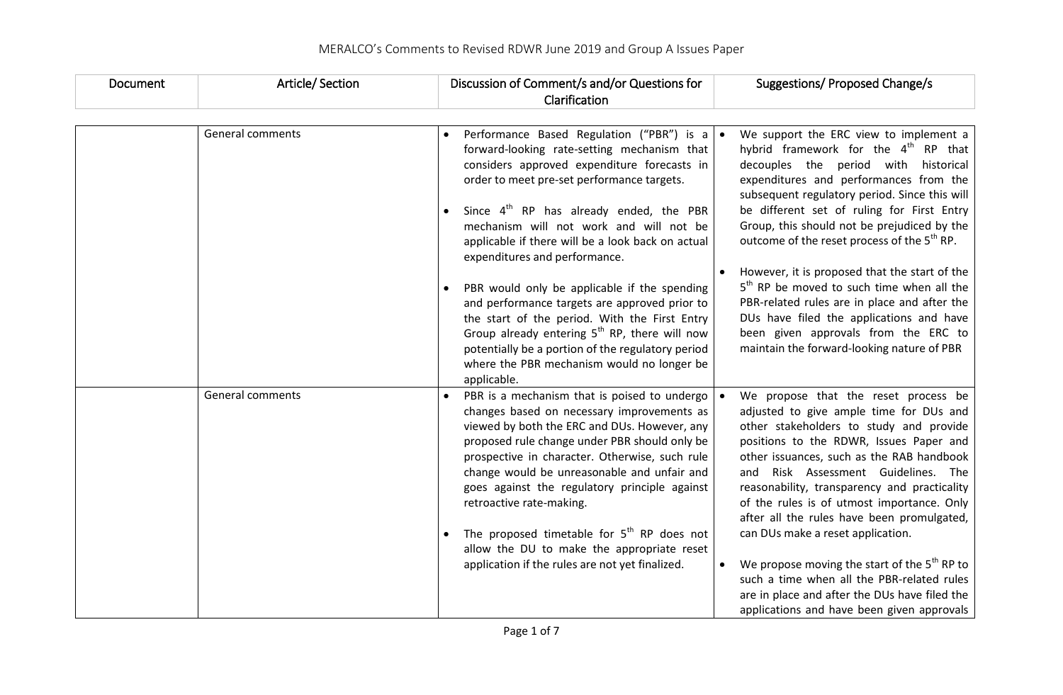# MERALCO's Comments to Revised RDWR June 2019 and Group A Issues Paper

| Document | Article/ Section | Discussion of Comment/s and/or Questions for Clarification | Suggestions/ Proposed Change/s |
|---|---|---|---|
| | General comments | • Performance Based Regulation ("PBR") is a forward-looking rate-setting mechanism that considers approved expenditure forecasts in order to meet pre-set performance targets.<br><br>• Since 4th RP has already ended, the PBR mechanism will not work and will not be applicable if there will be a look back on actual expenditures and performance.<br><br>• PBR would only be applicable if the spending and performance targets are approved prior to the start of the period. With the First Entry Group already entering 5th RP, there will now potentially be a portion of the regulatory period where the PBR mechanism would no longer be applicable. | • We support the ERC view to implement a hybrid framework for the 4th RP that decouples the period with historical expenditures and performances from the subsequent regulatory period. Since this will be different set of ruling for First Entry Group, this should not be prejudiced by the outcome of the reset process of the 5th RP.<br><br>• However, it is proposed that the start of the 5th RP be moved to such time when all the PBR-related rules are in place and after the DUs have filed the applications and have been given approvals from the ERC to maintain the forward-looking nature of PBR |
| | General comments | • PBR is a mechanism that is poised to undergo changes based on necessary improvements as viewed by both the ERC and DUs. However, any proposed rule change under PBR should only be prospective in character. Otherwise, such rule change would be unreasonable and unfair and goes against the regulatory principle against retroactive rate-making.<br><br>• The proposed timetable for 5th RP does not allow the DU to make the appropriate reset application if the rules are not yet finalized. | • We propose that the reset process be adjusted to give ample time for DUs and other stakeholders to study and provide positions to the RDWR, Issues Paper and other issuances, such as the RAB handbook and Risk Assessment Guidelines. The reasonability, transparency and practicality of the rules is of utmost importance. Only after all the rules have been promulgated, can DUs make a reset application.<br><br>• We propose moving the start of the 5th RP to such a time when all the PBR-related rules are in place and after the DUs have filed the applications and have been given approvals |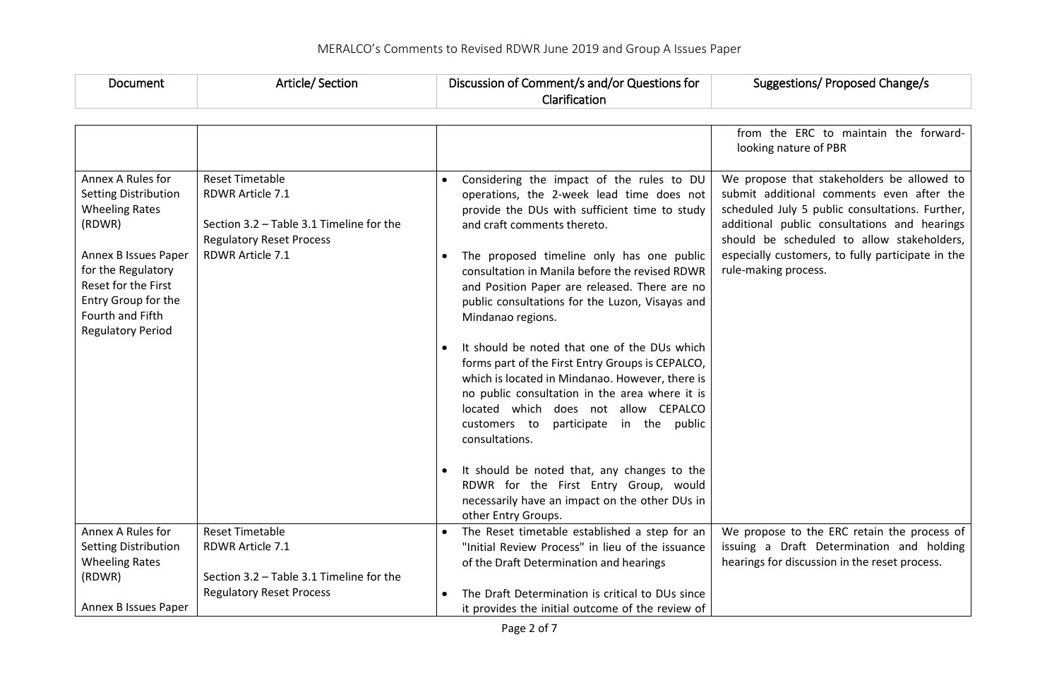| Document | Article/ Section | Discussion of Comment/s and/or Questions for Clarification | Suggestions/ Proposed Change/s |
| --- | --- | --- | --- |
| | | | from the ERC to maintain the forward-looking nature of PBR |
| Annex A Rules for Setting Distribution Wheeling Rates (RDWR)<br><br>Annex B Issues Paper for the Regulatory Reset for the First Entry Group for the Fourth and Fifth Regulatory Period | Reset Timetable<br>RDWR Article 7.1<br><br>Section 3.2 – Table 3.1 Timeline for the Regulatory Reset Process<br>RDWR Article 7.1 | • Considering the impact of the rules to DU operations, the 2-week lead time does not provide the DUs with sufficient time to study and craft comments thereto.<br><br>• The proposed timeline only has one public consultation in Manila before the revised RDWR and Position Paper are released. There are no public consultations for the Luzon, Visayas and Mindanao regions.<br><br>• It should be noted that one of the DUs which forms part of the First Entry Groups is CEPALCO, which is located in Mindanao. However, there is no public consultation in the area where it is located which does not allow CEPALCO customers to participate in the public consultations.<br><br>• It should be noted that, any changes to the RDWR for the First Entry Group, would necessarily have an impact on the other DUs in other Entry Groups. | We propose that stakeholders be allowed to submit additional comments even after the scheduled July 5 public consultations. Further, additional public consultations and hearings should be scheduled to allow stakeholders, especially customers, to fully participate in the rule-making process. |
| Annex A Rules for Setting Distribution Wheeling Rates (RDWR)<br><br>Annex B Issues Paper | Reset Timetable<br>RDWR Article 7.1<br><br>Section 3.2 – Table 3.1 Timeline for the Regulatory Reset Process | • The Reset timetable established a step for an "Initial Review Process" in lieu of the issuance of the Draft Determination and hearings<br><br>• The Draft Determination is critical to DUs since it provides the initial outcome of the review of | We propose to the ERC retain the process of issuing a Draft Determination and holding hearings for discussion in the reset process. |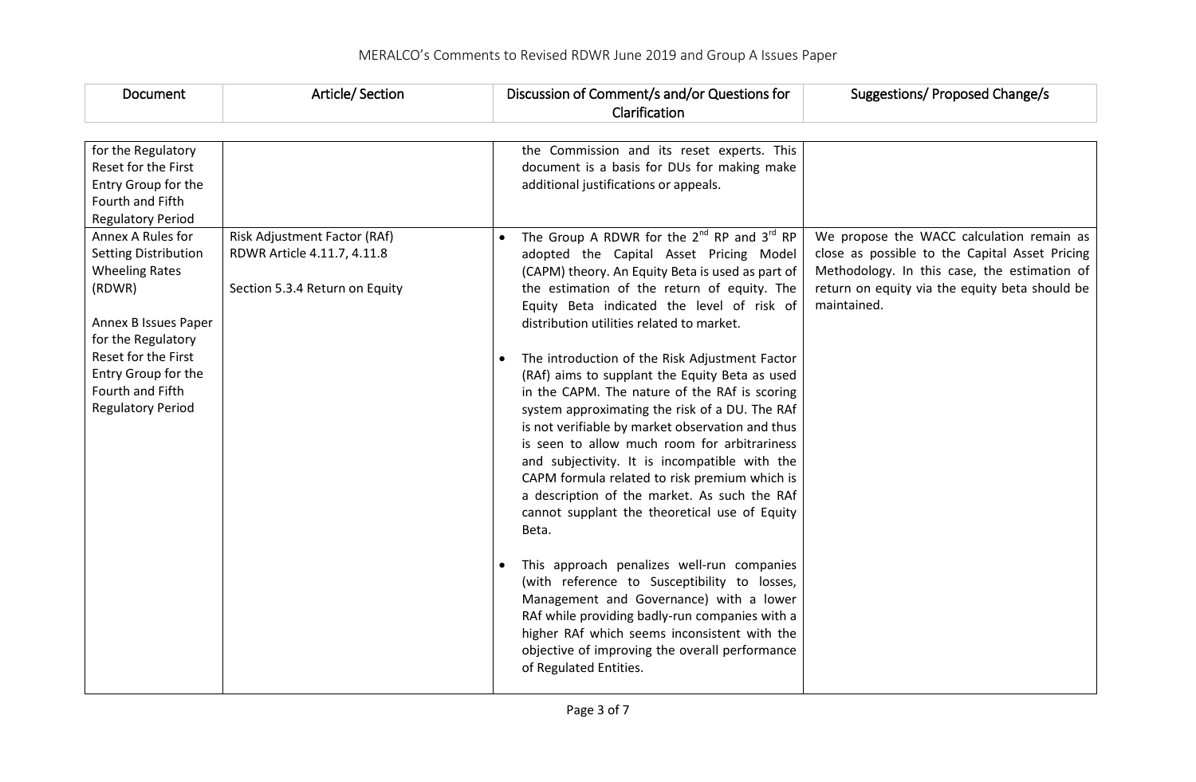| Document | Article/ Section | Discussion of Comment/s and/or Questions for Clarification | Suggestions/ Proposed Change/s |
|---|---|---|---|
| for the Regulatory Reset for the First Entry Group for the Fourth and Fifth Regulatory Period | | the Commission and its reset experts. This document is a basis for DUs for making make additional justifications or appeals. | |
| Annex A Rules for Setting Distribution Wheeling Rates (RDWR)<br><br>Annex B Issues Paper for the Regulatory Reset for the First Entry Group for the Fourth and Fifth Regulatory Period | Risk Adjustment Factor (RAf)<br>RDWR Article 4.11.7, 4.11.8<br><br>Section 5.3.4 Return on Equity | • The Group A RDWR for the 2[nd] RP and 3[rd] RP adopted the Capital Asset Pricing Model (CAPM) theory. An Equity Beta is used as part of the estimation of the return of equity. The Equity Beta indicated the level of risk of distribution utilities related to market.<br><br>• The introduction of the Risk Adjustment Factor (RAf) aims to supplant the Equity Beta as used in the CAPM. The nature of the RAf is scoring system approximating the risk of a DU. The RAf is not verifiable by market observation and thus is seen to allow much room for arbitrariness and subjectivity. It is incompatible with the CAPM formula related to risk premium which is a description of the market. As such the RAf cannot supplant the theoretical use of Equity Beta.<br><br>• This approach penalizes well-run companies (with reference to Susceptibility to losses, Management and Governance) with a lower RAf while providing badly-run companies with a higher RAf which seems inconsistent with the objective of improving the overall performance of Regulated Entities. | We propose the WACC calculation remain as close as possible to the Capital Asset Pricing Methodology. In this case, the estimation of return on equity via the equity beta should be maintained. |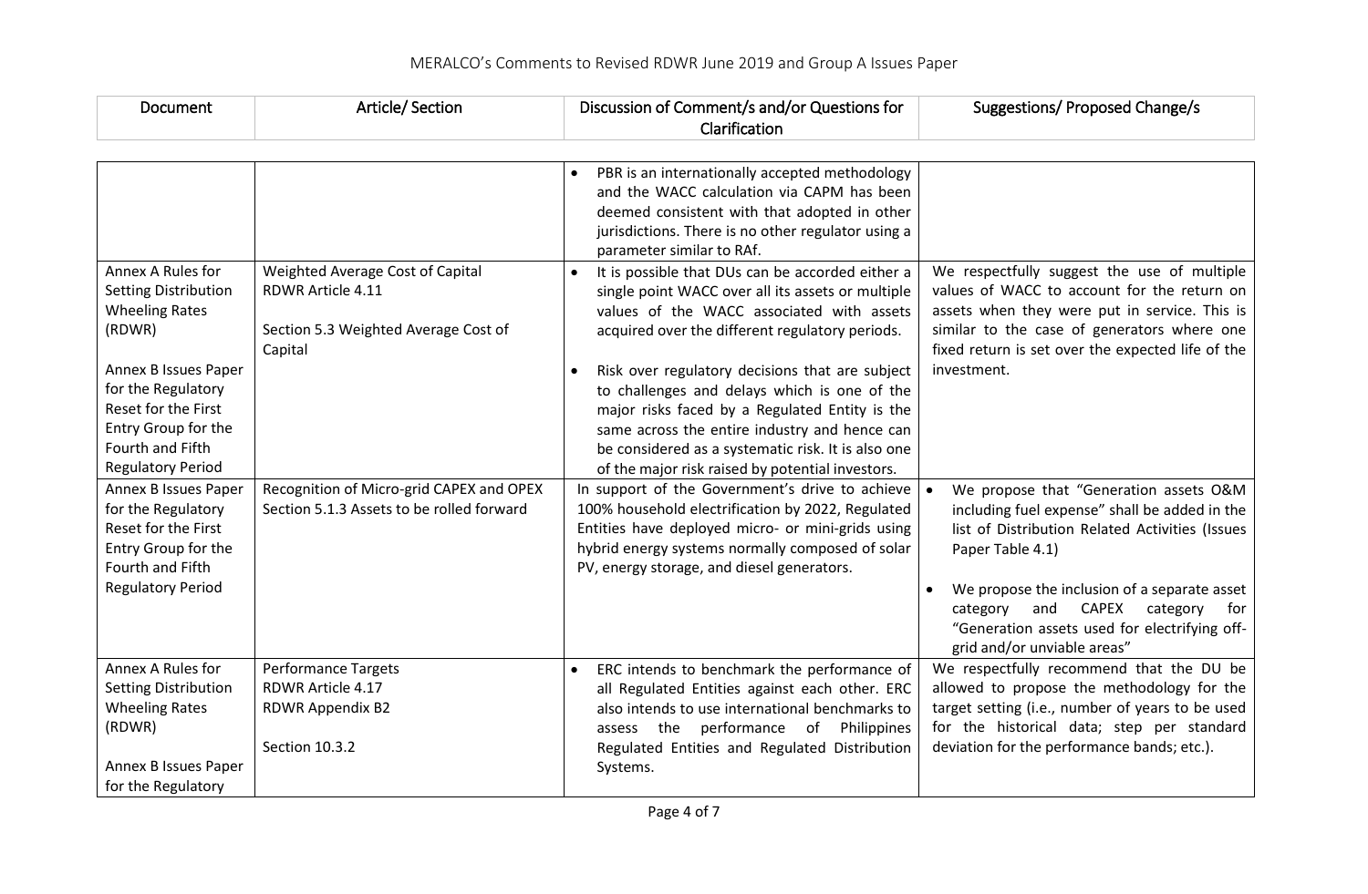| Document | Article/ Section | Discussion of Comment/s and/or Questions for Clarification | Suggestions/ Proposed Change/s |
|---|---|---|---|
| | | • PBR is an internationally accepted methodology and the WACC calculation via CAPM has been deemed consistent with that adopted in other jurisdictions. There is no other regulator using a parameter similar to RAf. | |
| Annex A Rules for Setting Distribution Wheeling Rates (RDWR)<br><br>Annex B Issues Paper for the Regulatory Reset for the First Entry Group for the Fourth and Fifth Regulatory Period | Weighted Average Cost of Capital<br>RDWR Article 4.11<br><br>Section 5.3 Weighted Average Cost of Capital | • It is possible that DUs can be accorded either a single point WACC over all its assets or multiple values of the WACC associated with assets acquired over the different regulatory periods.<br><br>• Risk over regulatory decisions that are subject to challenges and delays which is one of the major risks faced by a Regulated Entity is the same across the entire industry and hence can be considered as a systematic risk. It is also one of the major risk raised by potential investors. | We respectfully suggest the use of multiple values of WACC to account for the return on assets when they were put in service. This is similar to the case of generators where one fixed return is set over the expected life of the investment. |
| Annex B Issues Paper for the Regulatory Reset for the First Entry Group for the Fourth and Fifth Regulatory Period | Recognition of Micro-grid CAPEX and OPEX<br>Section 5.1.3 Assets to be rolled forward | In support of the Government's drive to achieve 100% household electrification by 2022, Regulated Entities have deployed micro- or mini-grids using hybrid energy systems normally composed of solar PV, energy storage, and diesel generators. | • We propose that "Generation assets O&M including fuel expense" shall be added in the list of Distribution Related Activities (Issues Paper Table 4.1)<br><br>• We propose the inclusion of a separate asset category and CAPEX category for "Generation assets used for electrifying off-grid and/or unviable areas" |
| Annex A Rules for Setting Distribution Wheeling Rates (RDWR)<br><br>Annex B Issues Paper for the Regulatory | Performance Targets<br>RDWR Article 4.17<br>RDWR Appendix B2<br><br>Section 10.3.2 | • ERC intends to benchmark the performance of all Regulated Entities against each other. ERC also intends to use international benchmarks to assess the performance of Philippines Regulated Entities and Regulated Distribution Systems. | We respectfully recommend that the DU be allowed to propose the methodology for the target setting (i.e., number of years to be used for the historical data; step per standard deviation for the performance bands; etc.). |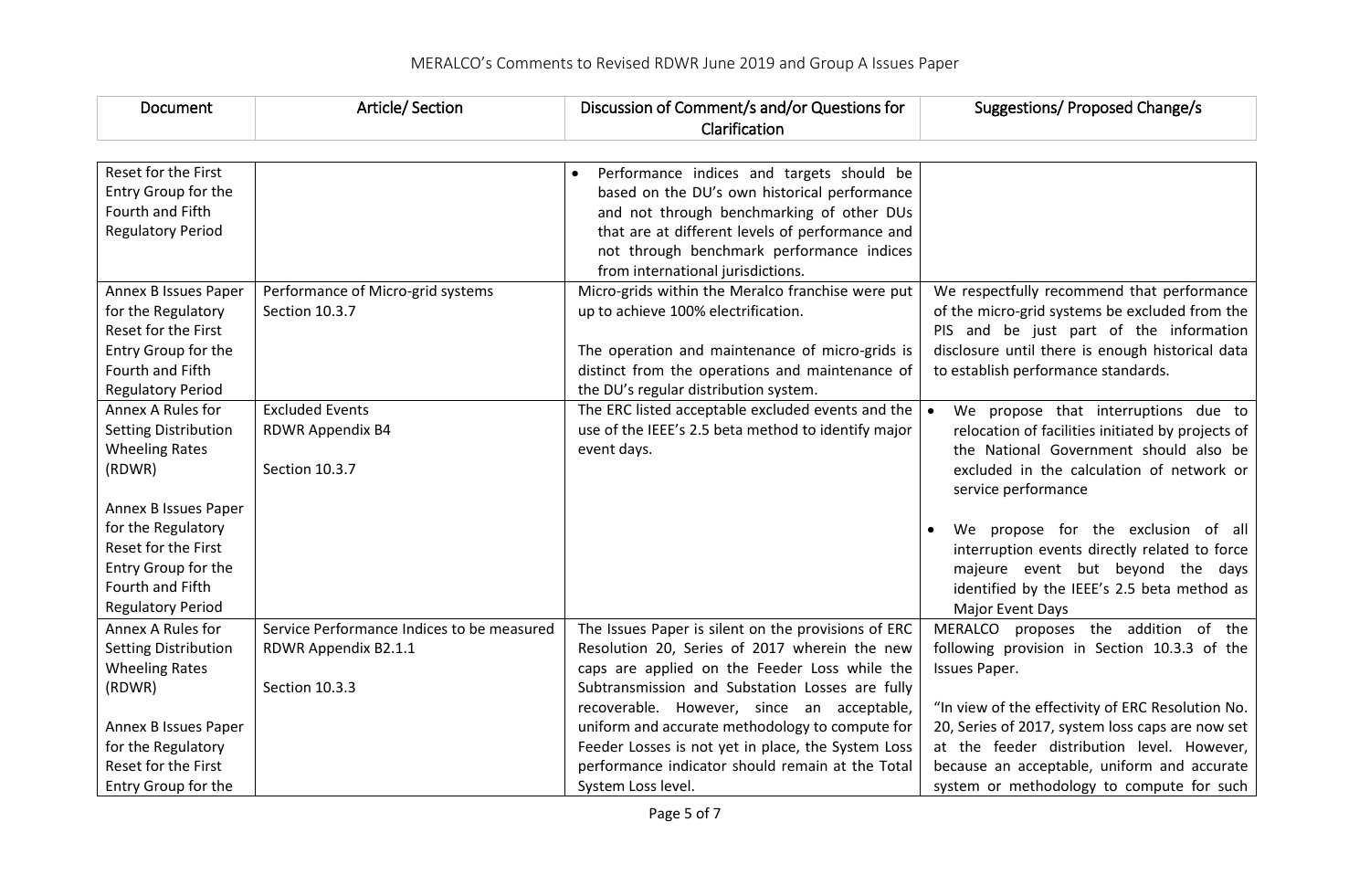| Document | Article/ Section | Discussion of Comment/s and/or Questions for Clarification | Suggestions/ Proposed Change/s |
| --- | --- | --- | --- |
| Reset for the First Entry Group for the Fourth and Fifth Regulatory Period | | • Performance indices and targets should be based on the DU's own historical performance and not through benchmarking of other DUs that are at different levels of performance and not through benchmark performance indices from international jurisdictions. | |
| Annex B Issues Paper for the Regulatory Reset for the First Entry Group for the Fourth and Fifth Regulatory Period | Performance of Micro-grid systems<br>Section 10.3.7 | Micro-grids within the Meralco franchise were put up to achieve 100% electrification.<br><br>The operation and maintenance of micro-grids is distinct from the operations and maintenance of the DU's regular distribution system. | We respectfully recommend that performance of the micro-grid systems be excluded from the PIS and be just part of the information disclosure until there is enough historical data to establish performance standards. |
| Annex A Rules for Setting Distribution Wheeling Rates (RDWR)<br><br>Annex B Issues Paper for the Regulatory Reset for the First Entry Group for the Fourth and Fifth Regulatory Period | Excluded Events<br>RDWR Appendix B4<br><br>Section 10.3.7 | The ERC listed acceptable excluded events and the use of the IEEE's 2.5 beta method to identify major event days. | • We propose that interruptions due to relocation of facilities initiated by projects of the National Government should also be excluded in the calculation of network or service performance<br><br>• We propose for the exclusion of all interruption events directly related to force majeure event but beyond the days identified by the IEEE's 2.5 beta method as Major Event Days |
| Annex A Rules for Setting Distribution Wheeling Rates (RDWR)<br><br>Annex B Issues Paper for the Regulatory Reset for the First Entry Group for the | Service Performance Indices to be measured<br>RDWR Appendix B2.1.1<br><br>Section 10.3.3 | The Issues Paper is silent on the provisions of ERC Resolution 20, Series of 2017 wherein the new caps are applied on the Feeder Loss while the Subtransmission and Substation Losses are fully recoverable. However, since an acceptable, uniform and accurate methodology to compute for Feeder Losses is not yet in place, the System Loss performance indicator should remain at the Total System Loss level. | MERALCO proposes the addition of the following provision in Section 10.3.3 of the Issues Paper.<br><br>"In view of the effectivity of ERC Resolution No. 20, Series of 2017, system loss caps are now set at the feeder distribution level. However, because an acceptable, uniform and accurate system or methodology to compute for such |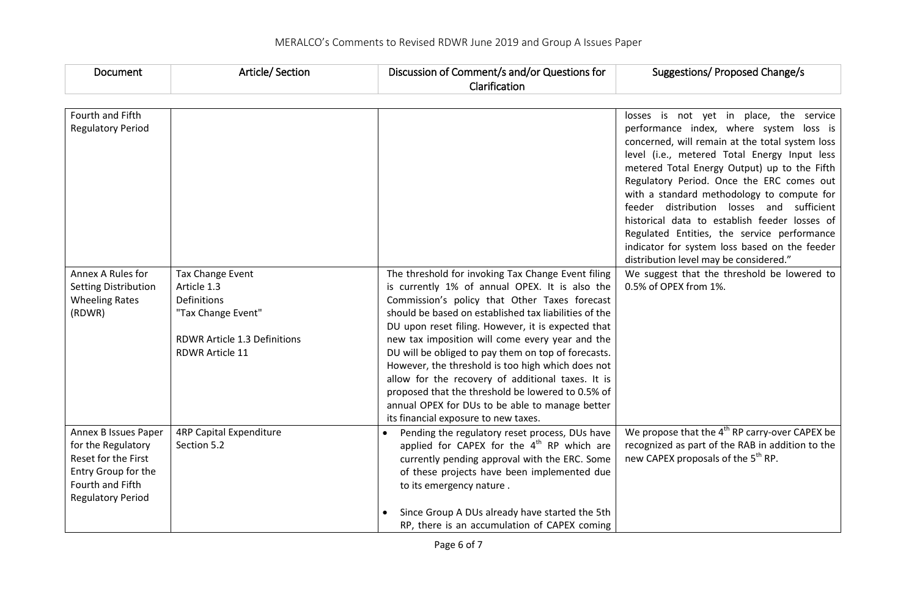| Document | Article/ Section | Discussion of Comment/s and/or Questions for Clarification | Suggestions/ Proposed Change/s |
| --- | --- | --- | --- |
| Fourth and Fifth Regulatory Period | | | losses is not yet in place, the service performance index, where system loss is concerned, will remain at the total system loss level (i.e., metered Total Energy Input less metered Total Energy Output) up to the Fifth Regulatory Period. Once the ERC comes out with a standard methodology to compute for feeder distribution losses and sufficient historical data to establish feeder losses of Regulated Entities, the service performance indicator for system loss based on the feeder distribution level may be considered." |
| Annex A Rules for Setting Distribution Wheeling Rates (RDWR) | Tax Change Event<br>Article 1.3<br>Definitions<br>"Tax Change Event"<br><br>RDWR Article 1.3 Definitions<br>RDWR Article 11 | The threshold for invoking Tax Change Event filing is currently 1% of annual OPEX. It is also the Commission's policy that Other Taxes forecast should be based on established tax liabilities of the DU upon reset filing. However, it is expected that new tax imposition will come every year and the DU will be obliged to pay them on top of forecasts. However, the threshold is too high which does not allow for the recovery of additional taxes. It is proposed that the threshold be lowered to 0.5% of annual OPEX for DUs to be able to manage better its financial exposure to new taxes. | We suggest that the threshold be lowered to 0.5% of OPEX from 1%. |
| Annex B Issues Paper for the Regulatory Reset for the First Entry Group for the Fourth and Fifth Regulatory Period | 4RP Capital Expenditure<br>Section 5.2 | • Pending the regulatory reset process, DUs have applied for CAPEX for the 4th RP which are currently pending approval with the ERC. Some of these projects have been implemented due to its emergency nature .<br><br>• Since Group A DUs already have started the 5th RP, there is an accumulation of CAPEX coming | We propose that the 4th RP carry-over CAPEX be recognized as part of the RAB in addition to the new CAPEX proposals of the 5th RP. |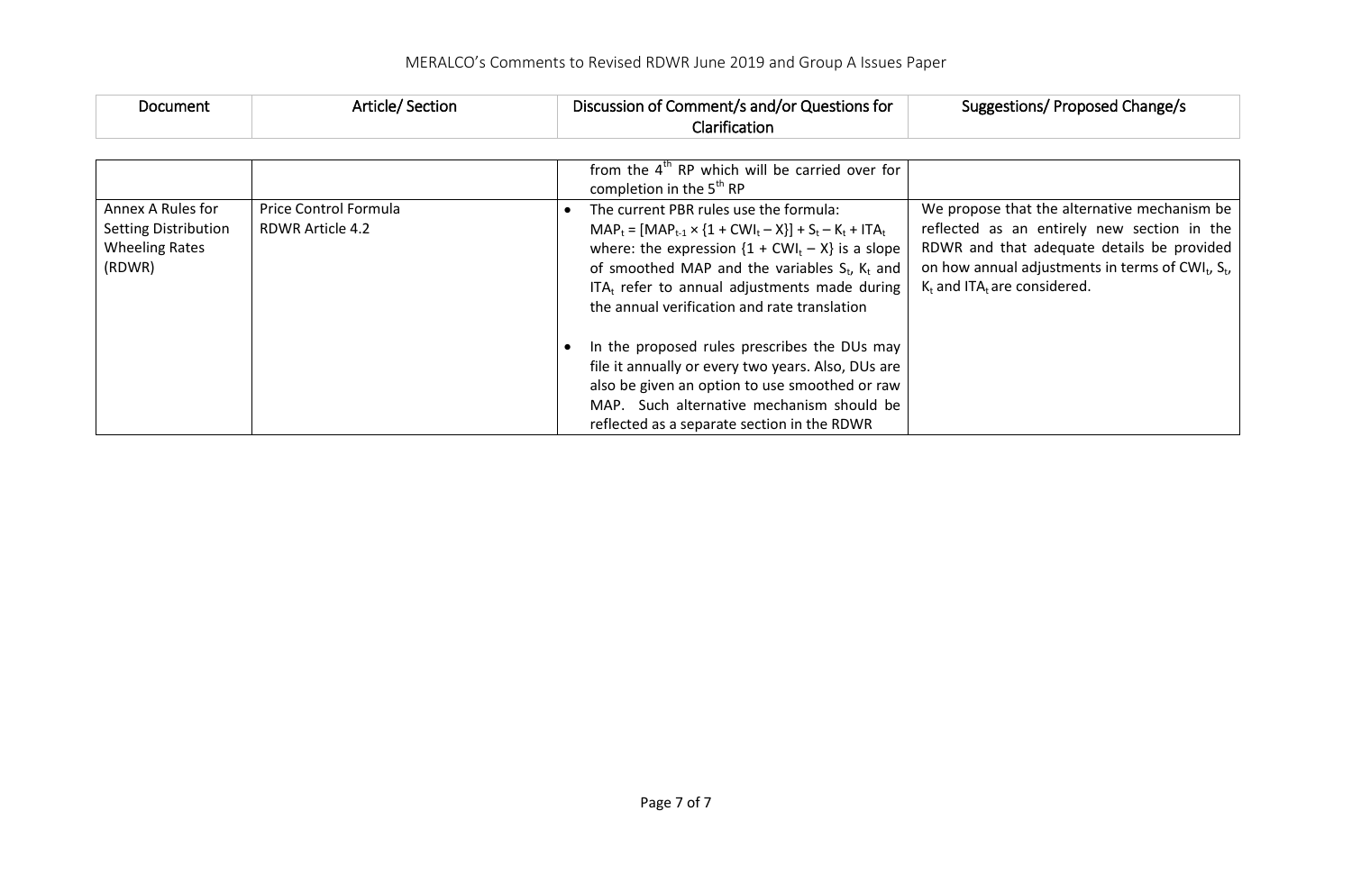| Document | Article/ Section | Discussion of Comment/s and/or Questions for Clarification | Suggestions/ Proposed Change/s |
|---|---|---|---|
| | | from the 4th RP which will be carried over for completion in the 5th RP | |
| Annex A Rules for Setting Distribution Wheeling Rates (RDWR) | Price Control Formula RDWR Article 4.2 | • The current PBR rules use the formula: $MAP_t = [MAP_{t-1} \times \{1 + CWI_t - X\}] + S_t - K_t + ITA_t$ where: the expression $\{1 + CWI_t - X\}$ is a slope of smoothed MAP and the variables $S_t$, $K_t$ and $ITA_t$ refer to annual adjustments made during the annual verification and rate translation<br><br>• In the proposed rules prescribes the DUs may file it annually or every two years. Also, DUs are also be given an option to use smoothed or raw MAP. Such alternative mechanism should be reflected as a separate section in the RDWR | We propose that the alternative mechanism be reflected as an entirely new section in the RDWR and that adequate details be provided on how annual adjustments in terms of $CWI_t$, $S_t$, $K_t$ and $ITA_t$ are considered. |